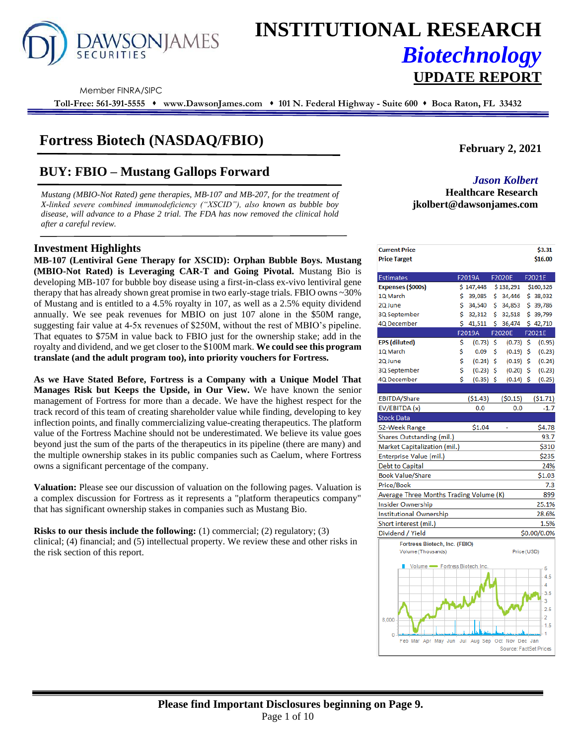# INSTITUTIONAL RESEARCH
## *Biotechnology*
## UPDATE REPORT

Member FINRA/SIPC

**Toll-Free: 561-391-5555 ♦ www.DawsonJames.com ♦ 101 N. Federal Highway - Suite 600 ♦ Boca Raton, FL 33432**

# Fortress Biotech (NASDAQ/FBIO)

**February 2, 2021**

## BUY: FBIO – Mustang Gallops Forward

*Jason Kolbert*
**Healthcare Research**
**jkolbert@dawsonjames.com**

*Mustang (MBIO-Not Rated) gene therapies, MB-107 and MB-207, for the treatment of X-linked severe combined immunodeficiency ("XSCID"), also known as bubble boy disease, will advance to a Phase 2 trial. The FDA has now removed the clinical hold after a careful review.*

### Investment Highlights

**MB-107 (Lentiviral Gene Therapy for XSCID): Orphan Bubble Boys. Mustang (MBIO-Not Rated) is Leveraging CAR-T and Going Pivotal.** Mustang Bio is developing MB-107 for bubble boy disease using a first-in-class ex-vivo lentiviral gene therapy that has already shown great promise in two early-stage trials. FBIO owns ~30% of Mustang and is entitled to a 4.5% royalty in 107, as well as a 2.5% equity dividend annually. We see peak revenues for MBIO on just 107 alone in the $50M range, suggesting fair value at 4-5x revenues of $250M, without the rest of MBIO's pipeline. That equates to $75M in value back to FBIO just for the ownership stake; add in the royalty and dividend, and we get closer to the $100M mark. **We could see this program translate (and the adult program too), into priority vouchers for Fortress.**

**As we Have Stated Before, Fortress is a Company with a Unique Model That Manages Risk but Keeps the Upside, in Our View.** We have known the senior management of Fortress for more than a decade. We have the highest respect for the track record of this team of creating shareholder value while finding, developing to key inflection points, and finally commercializing value-creating therapeutics. The platform value of the Fortress Machine should not be underestimated. We believe its value goes beyond just the sum of the parts of the therapeutics in its pipeline (there are many) and the multiple ownership stakes in its public companies such as Caelum, where Fortress owns a significant percentage of the company.

**Valuation:** Please see our discussion of valuation on the following pages. Valuation is a complex discussion for Fortress as it represents a "platform therapeutics company" that has significant ownership stakes in companies such as Mustang Bio.

**Risks to our thesis include the following:** (1) commercial; (2) regulatory; (3) clinical; (4) financial; and (5) intellectual property. We review these and other risks in the risk section of this report.

| | |
|---|---|
| **Current Price** | **$3.31** |
| **Price Target** | **$16.00** |

| Estimates | F2019A | F2020E | F2021E |
|---|---|---|---|
| **Expenses ($000s)** | $ 147,448 | $ 138,291 | $160,326 |
| 1Q March | $ 39,085 | $ 34,446 | $ 38,032 |
| 2Q June | $ 34,540 | $ 34,853 | $ 39,786 |
| 3Q September | $ 32,312 | $ 32,518 | $ 39,799 |
| 4Q December | $ 41,511 | $ 36,474 | $ 42,710 |
| | **F2019A** | **F2020E** | **F2021E** |
| **EPS (diluted)** | $ (0.73) | $ (0.73) | $ (0.95) |
| 1Q March | $ 0.09 | $ (0.19) | $ (0.23) |
| 2Q June | $ (0.24) | $ (0.19) | $ (0.24) |
| 3Q September | $ (0.23) | $ (0.20) | $ (0.23) |
| 4Q December | $ (0.35) | $ (0.14) | $ (0.25) |
| EBITDA/Share | ($1.43) | ($0.15) | ($1.71) |
| EV/EBITDA (x) | 0.0 | 0.0 | -1.7 |

| Stock Data | | |
|---|---|---|
| 52-Week Range | $1.04 - | $4.78 |
| Shares Outstanding (mil.) | | 93.7 |
| Market Capitalization (mil.) | | $310 |
| Enterprise Value (mil.) | | $235 |
| Debt to Capital | | 24% |
| Book Value/Share | | $1.03 |
| Price/Book | | 7.3 |
| Average Three Months Trading Volume (K) | | 899 |
| Insider Ownership | | 25.1% |
| Institutional Ownership | | 28.6% |
| Short interest (mil.) | | 1.5% |
| Dividend / Yield | | $0.00/0.0% |

Fortress Biotech, Inc. (FBIO)
Volume (Thousands) — Price (USD)
Source: FactSet Prices

**Please find Important Disclosures beginning on Page 9.**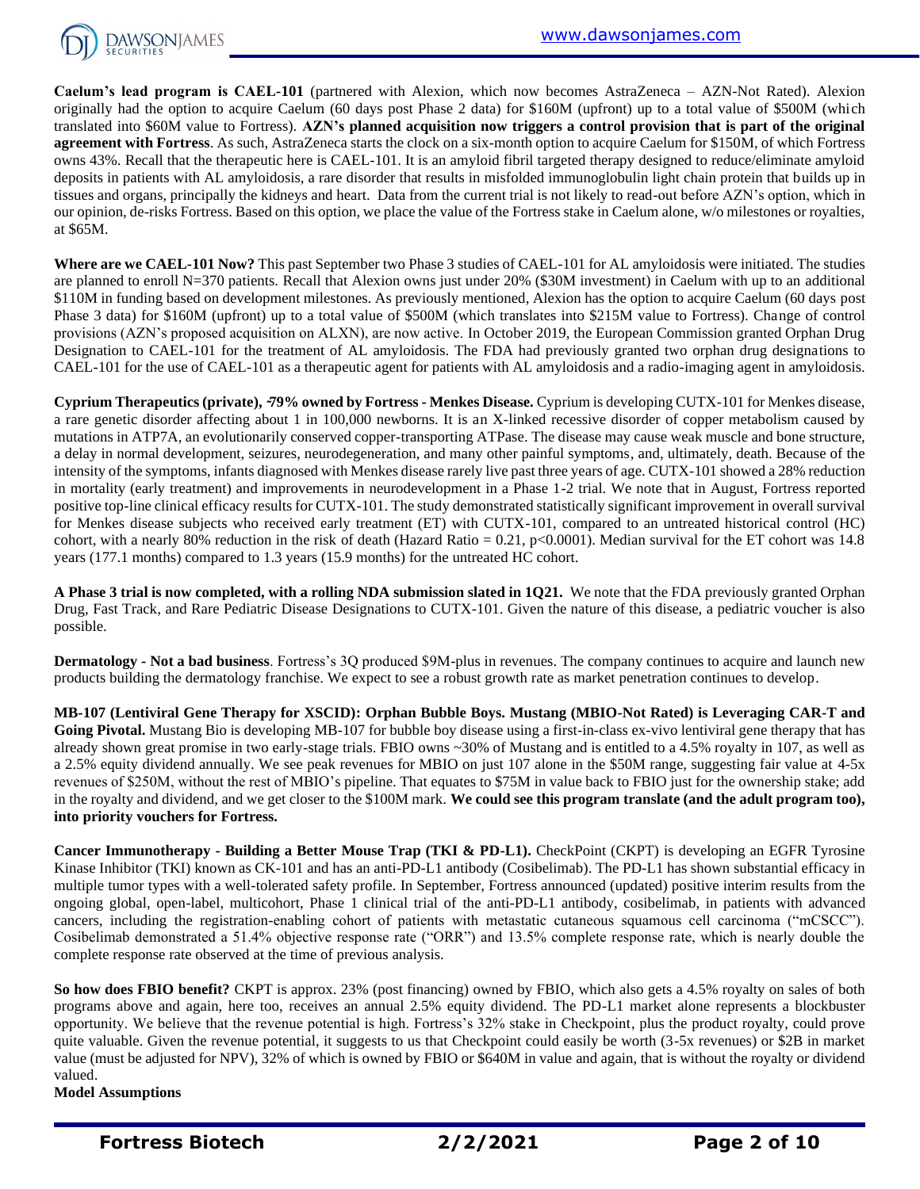**Caelum's lead program is CAEL-101** (partnered with Alexion, which now becomes AstraZeneca – AZN-Not Rated). Alexion originally had the option to acquire Caelum (60 days post Phase 2 data) for $160M (upfront) up to a total value of $500M (which translated into $60M value to Fortress). **AZN's planned acquisition now triggers a control provision that is part of the original agreement with Fortress**. As such, AstraZeneca starts the clock on a six-month option to acquire Caelum for $150M, of which Fortress owns 43%. Recall that the therapeutic here is CAEL-101. It is an amyloid fibril targeted therapy designed to reduce/eliminate amyloid deposits in patients with AL amyloidosis, a rare disorder that results in misfolded immunoglobulin light chain protein that builds up in tissues and organs, principally the kidneys and heart. Data from the current trial is not likely to read-out before AZN's option, which in our opinion, de-risks Fortress. Based on this option, we place the value of the Fortress stake in Caelum alone, w/o milestones or royalties, at $65M.

**Where are we CAEL-101 Now?** This past September two Phase 3 studies of CAEL-101 for AL amyloidosis were initiated. The studies are planned to enroll N=370 patients. Recall that Alexion owns just under 20% ($30M investment) in Caelum with up to an additional $110M in funding based on development milestones. As previously mentioned, Alexion has the option to acquire Caelum (60 days post Phase 3 data) for $160M (upfront) up to a total value of $500M (which translates into $215M value to Fortress). Change of control provisions (AZN's proposed acquisition on ALXN), are now active. In October 2019, the European Commission granted Orphan Drug Designation to CAEL-101 for the treatment of AL amyloidosis. The FDA had previously granted two orphan drug designations to CAEL-101 for the use of CAEL-101 as a therapeutic agent for patients with AL amyloidosis and a radio-imaging agent in amyloidosis.

**Cyprium Therapeutics (private), ~79% owned by Fortress - Menkes Disease.** Cyprium is developing CUTX-101 for Menkes disease, a rare genetic disorder affecting about 1 in 100,000 newborns. It is an X-linked recessive disorder of copper metabolism caused by mutations in ATP7A, an evolutionarily conserved copper-transporting ATPase. The disease may cause weak muscle and bone structure, a delay in normal development, seizures, neurodegeneration, and many other painful symptoms, and, ultimately, death. Because of the intensity of the symptoms, infants diagnosed with Menkes disease rarely live past three years of age. CUTX-101 showed a 28% reduction in mortality (early treatment) and improvements in neurodevelopment in a Phase 1-2 trial. We note that in August, Fortress reported positive top-line clinical efficacy results for CUTX-101. The study demonstrated statistically significant improvement in overall survival for Menkes disease subjects who received early treatment (ET) with CUTX-101, compared to an untreated historical control (HC) cohort, with a nearly 80% reduction in the risk of death (Hazard Ratio = 0.21, $p<0.0001$). Median survival for the ET cohort was 14.8 years (177.1 months) compared to 1.3 years (15.9 months) for the untreated HC cohort.

**A Phase 3 trial is now completed, with a rolling NDA submission slated in 1Q21.** We note that the FDA previously granted Orphan Drug, Fast Track, and Rare Pediatric Disease Designations to CUTX-101. Given the nature of this disease, a pediatric voucher is also possible.

**Dermatology - Not a bad business**. Fortress's 3Q produced $9M-plus in revenues. The company continues to acquire and launch new products building the dermatology franchise. We expect to see a robust growth rate as market penetration continues to develop.

**MB-107 (Lentiviral Gene Therapy for XSCID): Orphan Bubble Boys. Mustang (MBIO-Not Rated) is Leveraging CAR-T and Going Pivotal.** Mustang Bio is developing MB-107 for bubble boy disease using a first-in-class ex-vivo lentiviral gene therapy that has already shown great promise in two early-stage trials. FBIO owns ~30% of Mustang and is entitled to a 4.5% royalty in 107, as well as a 2.5% equity dividend annually. We see peak revenues for MBIO on just 107 alone in the $50M range, suggesting fair value at 4-5x revenues of $250M, without the rest of MBIO's pipeline. That equates to $75M in value back to FBIO just for the ownership stake; add in the royalty and dividend, and we get closer to the $100M mark. **We could see this program translate (and the adult program too), into priority vouchers for Fortress.**

**Cancer Immunotherapy - Building a Better Mouse Trap (TKI & PD-L1).** CheckPoint (CKPT) is developing an EGFR Tyrosine Kinase Inhibitor (TKI) known as CK-101 and has an anti-PD-L1 antibody (Cosibelimab). The PD-L1 has shown substantial efficacy in multiple tumor types with a well-tolerated safety profile. In September, Fortress announced (updated) positive interim results from the ongoing global, open-label, multicohort, Phase 1 clinical trial of the anti-PD-L1 antibody, cosibelimab, in patients with advanced cancers, including the registration-enabling cohort of patients with metastatic cutaneous squamous cell carcinoma ("mCSCC"). Cosibelimab demonstrated a 51.4% objective response rate ("ORR") and 13.5% complete response rate, which is nearly double the complete response rate observed at the time of previous analysis.

**So how does FBIO benefit?** CKPT is approx. 23% (post financing) owned by FBIO, which also gets a 4.5% royalty on sales of both programs above and again, here too, receives an annual 2.5% equity dividend. The PD-L1 market alone represents a blockbuster opportunity. We believe that the revenue potential is high. Fortress's 32% stake in Checkpoint, plus the product royalty, could prove quite valuable. Given the revenue potential, it suggests to us that Checkpoint could easily be worth (3-5x revenues) or $2B in market value (must be adjusted for NPV), 32% of which is owned by FBIO or $640M in value and again, that is without the royalty or dividend valued.

**Model Assumptions**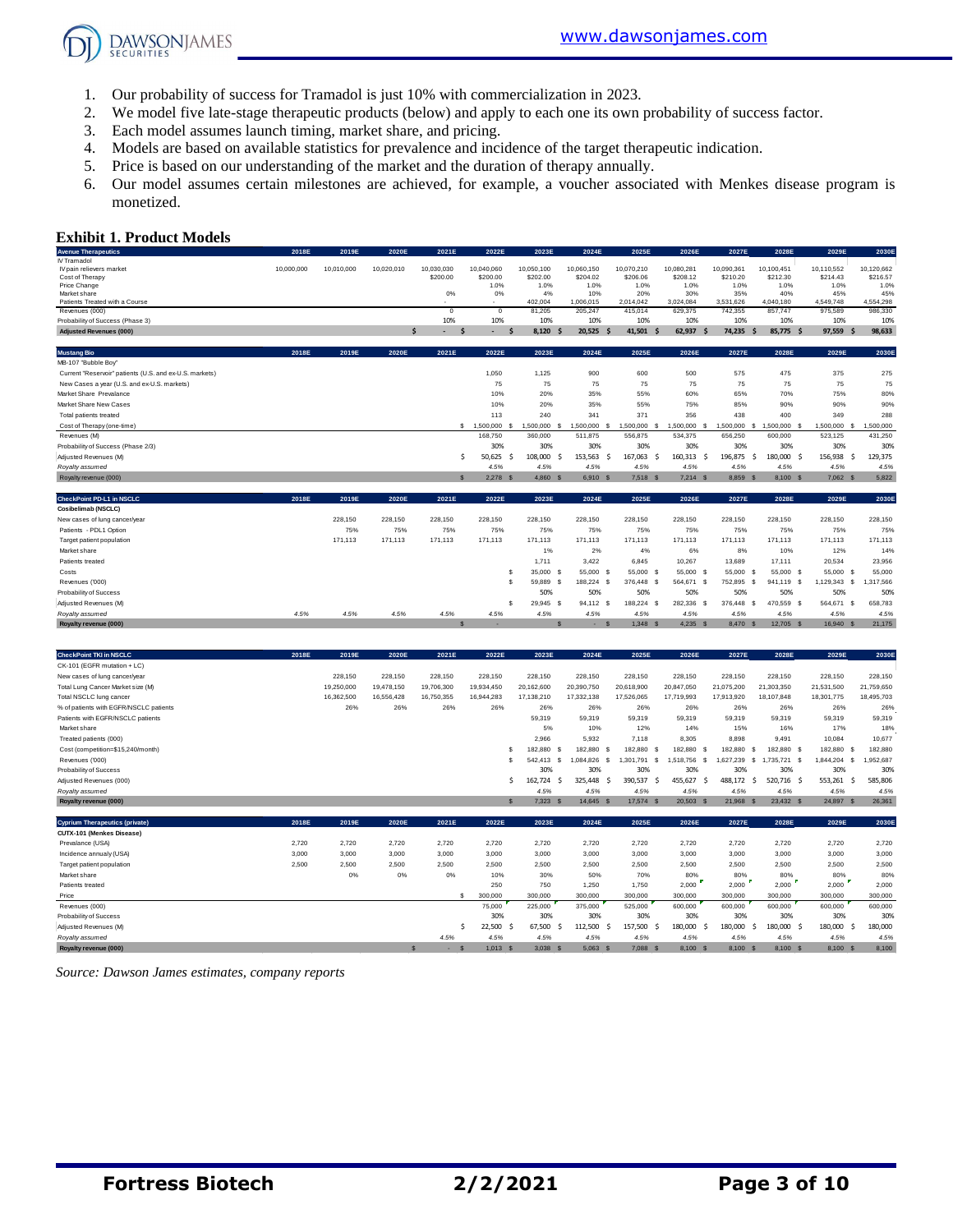1. Our probability of success for Tramadol is just 10% with commercialization in 2023.
2. We model five late-stage therapeutic products (below) and apply to each one its own probability of success factor.
3. Each model assumes launch timing, market share, and pricing.
4. Models are based on available statistics for prevalence and incidence of the target therapeutic indication.
5. Price is based on our understanding of the market and the duration of therapy annually.
6. Our model assumes certain milestones are achieved, for example, a voucher associated with Menkes disease program is monetized.

## Exhibit 1. Product Models

| Avenue Therapeutics | 2018E | 2019E | 2020E | 2021E | 2022E | 2023E | 2024E | 2025E | 2026E | 2027E | 2028E | 2029E | 2030E |
|---|---|---|---|---|---|---|---|---|---|---|---|---|---|
| IV Tramadol | | | | | | | | | | | | | |
| IV pain relievers market | 10,000,000 | 10,010,000 | 10,020,010 | 10,030,030 | 10,040,060 | 10,050,100 | 10,060,150 | 10,070,210 | 10,080,281 | 10,090,361 | 10,100,451 | 10,110,552 | 10,120,662 |
| Cost of Therapy | | | | $200.00 | $200.00 | $202.00 | $204.02 | $206.06 | $208.12 | $210.20 | $212.30 | $214.43 | $216.57 |
| Price Change | | | | | 1.0% | 1.0% | 1.0% | 1.0% | 1.0% | 1.0% | 1.0% | 1.0% | 1.0% |
| Market share | | | | 0% | 0% | 4% | 10% | 20% | 30% | 35% | 40% | 45% | 45% |
| Patients Treated with a Course | | | | - | - | 402,004 | 1,006,015 | 2,014,042 | 3,024,084 | 3,531,626 | 4,040,180 | 4,549,748 | 4,554,298 |
| Revenues (000) | | | | 0 | 0 | 81,205 | 205,247 | 415,014 | 629,375 | 742,355 | 857,747 | 975,589 | 986,330 |
| Probability of Success (Phase 3) | | | | 10% | 10% | 10% | 10% | 10% | 10% | 10% | 10% | 10% | 10% |
| **Adjusted Revenues (000)** | | | $ | - $ | - $ | 8,120 $ | 20,525 $ | 41,501 $ | 62,937 $ | 74,235 $ | 85,775 $ | 97,559 $ | 98,633 |

| Mustang Bio | 2018E | 2019E | 2020E | 2021E | 2022E | 2023E | 2024E | 2025E | 2026E | 2027E | 2028E | 2029E | 2030E |
|---|---|---|---|---|---|---|---|---|---|---|---|---|---|
| MB-107 "Bubble Boy" | | | | | | | | | | | | | |
| Current "Reservoir" patients (U.S. and ex-U.S. markets) | | | | | 1,050 | 1,125 | 900 | 600 | 500 | 575 | 475 | 375 | 275 |
| New Cases a year (U.S. and ex-U.S. markets) | | | | | 75 | 75 | 75 | 75 | 75 | 75 | 75 | 75 | 75 |
| Market Share Prevalance | | | | | 10% | 20% | 35% | 55% | 60% | 65% | 70% | 75% | 80% |
| Market Share New Cases | | | | | 10% | 20% | 35% | 55% | 75% | 85% | 90% | 90% | 90% |
| Total patients treated | | | | | 113 | 240 | 341 | 371 | 356 | 438 | 400 | 349 | 288 |
| Cost of Therapy (one-time) | | | | $ | 1,500,000 $ | 1,500,000 $ | 1,500,000 $ | 1,500,000 $ | 1,500,000 $ | 1,500,000 $ | 1,500,000 $ | 1,500,000 $ | 1,500,000 |
| Revenues (M) | | | | | 168,750 | 360,000 | 511,875 | 556,875 | 534,375 | 656,250 | 600,000 | 523,125 | 431,250 |
| Probability of Success (Phase 2/3) | | | | | 30% | 30% | 30% | 30% | 30% | 30% | 30% | 30% | 30% |
| Adjusted Revenues (M) | | | | $ | 50,625 $ | 108,000 $ | 153,563 $ | 167,063 $ | 160,313 $ | 196,875 $ | 180,000 $ | 156,938 $ | 129,375 |
| *Royalty assumed* | | | | | 4.5% | 4.5% | 4.5% | 4.5% | 4.5% | 4.5% | 4.5% | 4.5% | 4.5% |
| **Royalty revenue (000)** | | | | $ | 2,278 $ | 4,860 $ | 6,910 $ | 7,518 $ | 7,214 $ | 8,859 $ | 8,100 $ | 7,062 $ | 5,822 |

| CheckPoint PD-L1 in NSCLC | 2018E | 2019E | 2020E | 2021E | 2022E | 2023E | 2024E | 2025E | 2026E | 2027E | 2028E | 2029E | 2030E |
|---|---|---|---|---|---|---|---|---|---|---|---|---|---|
| **Cosibelimab (NSCLC)** | | | | | | | | | | | | | |
| New cases of lung cancer/year | | 228,150 | 228,150 | 228,150 | 228,150 | 228,150 | 228,150 | 228,150 | 228,150 | 228,150 | 228,150 | 228,150 | 228,150 |
| Patients - PDL1 Option | | 75% | 75% | 75% | 75% | 75% | 75% | 75% | 75% | 75% | 75% | 75% | 75% |
| Target patient population | | 171,113 | 171,113 | 171,113 | 171,113 | 171,113 | 171,113 | 171,113 | 171,113 | 171,113 | 171,113 | 171,113 | 171,113 |
| Market share | | | | | | 1% | 2% | 4% | 6% | 8% | 10% | 12% | 14% |
| Patients treated | | | | | | 1,711 | 3,422 | 6,845 | 10,267 | 13,689 | 17,111 | 20,534 | 23,956 |
| Costs | | | | | $ | 35,000 $ | 55,000 $ | 55,000 $ | 55,000 $ | 55,000 $ | 55,000 $ | 55,000 $ | 55,000 |
| Revenues ('000) | | | | | $ | 59,889 $ | 188,224 $ | 376,448 $ | 564,671 $ | 752,895 $ | 941,119 $ | 1,129,343 $ | 1,317,566 |
| Probability of Success | | | | | | 50% | 50% | 50% | 50% | 50% | 50% | 50% | 50% |
| Adjusted Revenues (M) | | | | | $ | 29,945 $ | 94,112 $ | 188,224 $ | 282,336 $ | 376,448 $ | 470,559 $ | 564,671 $ | 658,783 |
| *Royalty assumed* | 4.5% | 4.5% | 4.5% | 4.5% | 4.5% | 4.5% | 4.5% | 4.5% | 4.5% | 4.5% | 4.5% | 4.5% | 4.5% |
| **Royalty revenue (000)** | | | | $ | - | $ | - $ | 1,348 $ | 4,235 $ | 8,470 $ | 12,705 $ | 16,940 $ | 21,175 |

| CheckPoint TKI in NSCLC | 2018E | 2019E | 2020E | 2021E | 2022E | 2023E | 2024E | 2025E | 2026E | 2027E | 2028E | 2029E | 2030E |
|---|---|---|---|---|---|---|---|---|---|---|---|---|---|
| CK-101 (EGFR mutation + LC) | | | | | | | | | | | | | |
| New cases of lung cancer/year | | 228,150 | 228,150 | 228,150 | 228,150 | 228,150 | 228,150 | 228,150 | 228,150 | 228,150 | 228,150 | 228,150 | 228,150 |
| Total Lung Cancer Market size (M) | | 19,250,000 | 19,478,150 | 19,706,300 | 19,934,450 | 20,162,600 | 20,390,750 | 20,618,900 | 20,847,050 | 21,075,200 | 21,303,350 | 21,531,500 | 21,759,650 |
| Total NSCLC lung cancer | | 16,362,500 | 16,556,428 | 16,750,355 | 16,944,283 | 17,138,210 | 17,332,138 | 17,526,065 | 17,719,993 | 17,913,920 | 18,107,848 | 18,301,775 | 18,495,703 |
| % of patients with EGFR/NSCLC patients | | 26% | 26% | 26% | 26% | 26% | 26% | 26% | 26% | 26% | 26% | 26% | 26% |
| Patients with EGFR/NSCLC patients | | | | | | 59,319 | 59,319 | 59,319 | 59,319 | 59,319 | 59,319 | 59,319 | 59,319 |
| Market share | | | | | | 5% | 10% | 12% | 14% | 15% | 16% | 17% | 18% |
| Treated patients (000) | | | | | | 2,966 | 5,932 | 7,118 | 8,305 | 8,898 | 9,491 | 10,084 | 10,677 |
| Cost (competition=$15,240/month) | | | | | $ | 182,880 $ | 182,880 $ | 182,880 $ | 182,880 $ | 182,880 $ | 182,880 $ | 182,880 $ | 182,880 |
| Revenues ('000) | | | | | $ | 542,413 $ | 1,084,826 $ | 1,301,791 $ | 1,518,756 $ | 1,627,239 $ | 1,735,721 $ | 1,844,204 $ | 1,952,687 |
| Probability of Success | | | | | | 30% | 30% | 30% | 30% | 30% | 30% | 30% | 30% |
| Adjusted Revenues (000) | | | | | $ | 162,724 $ | 325,448 $ | 390,537 $ | 455,627 $ | 488,172 $ | 520,716 $ | 553,261 $ | 585,806 |
| *Royalty assumed* | | | | | | 4.5% | 4.5% | 4.5% | 4.5% | 4.5% | 4.5% | 4.5% | 4.5% |
| **Royalty revenue (000)** | | | | | $ | 7,323 $ | 14,645 $ | 17,574 $ | 20,503 $ | 21,968 $ | 23,432 $ | 24,897 $ | 26,361 |

| Cyprium Therapeutics (private) | 2018E | 2019E | 2020E | 2021E | 2022E | 2023E | 2024E | 2025E | 2026E | 2027E | 2028E | 2029E | 2030E |
|---|---|---|---|---|---|---|---|---|---|---|---|---|---|
| **CUTX-101 (Menkes Disease)** | | | | | | | | | | | | | |
| Prevalance (USA) | 2,720 | 2,720 | 2,720 | 2,720 | 2,720 | 2,720 | 2,720 | 2,720 | 2,720 | 2,720 | 2,720 | 2,720 | 2,720 |
| Incidence annualy (USA) | 3,000 | 3,000 | 3,000 | 3,000 | 3,000 | 3,000 | 3,000 | 3,000 | 3,000 | 3,000 | 3,000 | 3,000 | 3,000 |
| Target patient population | 2,500 | 2,500 | 2,500 | 2,500 | 2,500 | 2,500 | 2,500 | 2,500 | 2,500 | 2,500 | 2,500 | 2,500 | 2,500 |
| Market share | | 0% | 0% | 0% | 10% | 30% | 50% | 70% | 80% | 80% | 80% | 80% | 80% |
| Patients treated | | | | | 250 | 750 | 1,250 | 1,750 | 2,000 | 2,000 | 2,000 | 2,000 | 2,000 |
| Price | | | | $ | 300,000 | 300,000 | 300,000 | 300,000 | 300,000 | 300,000 | 300,000 | 300,000 | 300,000 |
| Revenues (000) | | | | | 75,000 | 225,000 | 375,000 | 525,000 | 600,000 | 600,000 | 600,000 | 600,000 | 600,000 |
| Probability of Success | | | | | 30% | 30% | 30% | 30% | 30% | 30% | 30% | 30% | 30% |
| Adjusted Revenues (M) | | | | $ | 22,500 $ | 67,500 $ | 112,500 $ | 157,500 $ | 180,000 $ | 180,000 $ | 180,000 $ | 180,000 $ | 180,000 |
| *Royalty assumed* | | | | 4.5% | 4.5% | 4.5% | 4.5% | 4.5% | 4.5% | 4.5% | 4.5% | 4.5% | 4.5% |
| **Royalty revenue (000)** | | | $ | - $ | 1,013 $ | 3,038 $ | 5,063 $ | 7,088 $ | 8,100 $ | 8,100 $ | 8,100 $ | 8,100 $ | 8,100 |

*Source: Dawson James estimates, company reports*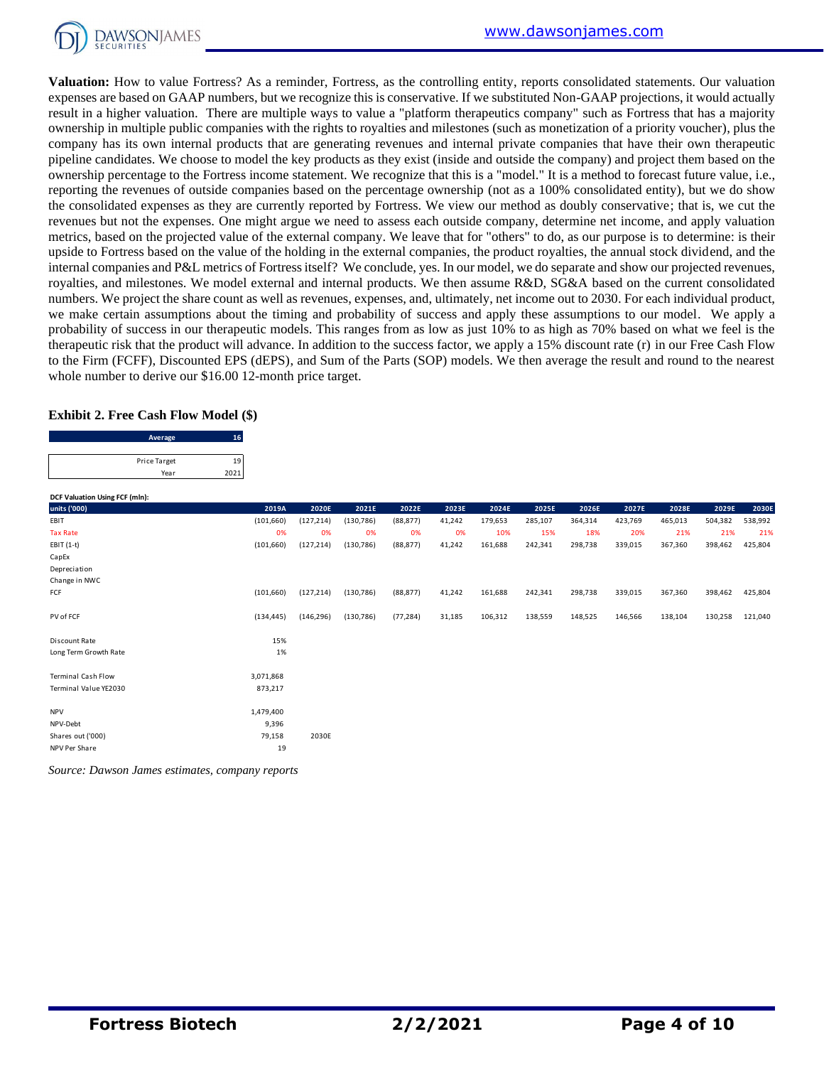**Valuation:** How to value Fortress? As a reminder, Fortress, as the controlling entity, reports consolidated statements. Our valuation expenses are based on GAAP numbers, but we recognize this is conservative. If we substituted Non-GAAP projections, it would actually result in a higher valuation. There are multiple ways to value a "platform therapeutics company" such as Fortress that has a majority ownership in multiple public companies with the rights to royalties and milestones (such as monetization of a priority voucher), plus the company has its own internal products that are generating revenues and internal private companies that have their own therapeutic pipeline candidates. We choose to model the key products as they exist (inside and outside the company) and project them based on the ownership percentage to the Fortress income statement. We recognize that this is a "model." It is a method to forecast future value, i.e., reporting the revenues of outside companies based on the percentage ownership (not as a 100% consolidated entity), but we do show the consolidated expenses as they are currently reported by Fortress. We view our method as doubly conservative; that is, we cut the revenues but not the expenses. One might argue we need to assess each outside company, determine net income, and apply valuation metrics, based on the projected value of the external company. We leave that for "others" to do, as our purpose is to determine: is their upside to Fortress based on the value of the holding in the external companies, the product royalties, the annual stock dividend, and the internal companies and P&L metrics of Fortress itself? We conclude, yes. In our model, we do separate and show our projected revenues, royalties, and milestones. We model external and internal products. We then assume R&D, SG&A based on the current consolidated numbers. We project the share count as well as revenues, expenses, and, ultimately, net income out to 2030. For each individual product, we make certain assumptions about the timing and probability of success and apply these assumptions to our model. We apply a probability of success in our therapeutic models. This ranges from as low as just 10% to as high as 70% based on what we feel is the therapeutic risk that the product will advance. In addition to the success factor, we apply a 15% discount rate (r) in our Free Cash Flow to the Firm (FCFF), Discounted EPS (dEPS), and Sum of the Parts (SOP) models. We then average the result and round to the nearest whole number to derive our $16.00 12-month price target.

### Exhibit 2. Free Cash Flow Model ($)

| Average | 16 |
|---|---|
| Price Target | 19 |
| Year | 2021 |

**DCF Valuation Using FCF (mln):**

| units ('000) | 2019A | 2020E | 2021E | 2022E | 2023E | 2024E | 2025E | 2026E | 2027E | 2028E | 2029E | 2030E |
|---|---|---|---|---|---|---|---|---|---|---|---|---|
| EBIT | (101,660) | (127,214) | (130,786) | (88,877) | 41,242 | 179,653 | 285,107 | 364,314 | 423,769 | 465,013 | 504,382 | 538,992 |
| Tax Rate | 0% | 0% | 0% | 0% | 0% | 10% | 15% | 18% | 20% | 21% | 21% | 21% |
| EBIT (1-t) | (101,660) | (127,214) | (130,786) | (88,877) | 41,242 | 161,688 | 242,341 | 298,738 | 339,015 | 367,360 | 398,462 | 425,804 |
| CapEx | | | | | | | | | | | | |
| Depreciation | | | | | | | | | | | | |
| Change in NWC | | | | | | | | | | | | |
| FCF | (101,660) | (127,214) | (130,786) | (88,877) | 41,242 | 161,688 | 242,341 | 298,738 | 339,015 | 367,360 | 398,462 | 425,804 |
| | | | | | | | | | | | | |
| PV of FCF | (134,445) | (146,296) | (130,786) | (77,284) | 31,185 | 106,312 | 138,559 | 148,525 | 146,566 | 138,104 | 130,258 | 121,040 |
| | | | | | | | | | | | | |
| Discount Rate | 15% | | | | | | | | | | | |
| Long Term Growth Rate | 1% | | | | | | | | | | | |
| | | | | | | | | | | | | |
| Terminal Cash Flow | 3,071,868 | | | | | | | | | | | |
| Terminal Value YE2030 | 873,217 | | | | | | | | | | | |
| | | | | | | | | | | | | |
| NPV | 1,479,400 | | | | | | | | | | | |
| NPV-Debt | 9,396 | | | | | | | | | | | |
| Shares out ('000) | 79,158 | 2030E | | | | | | | | | | |
| NPV Per Share | 19 | | | | | | | | | | | |

*Source: Dawson James estimates, company reports*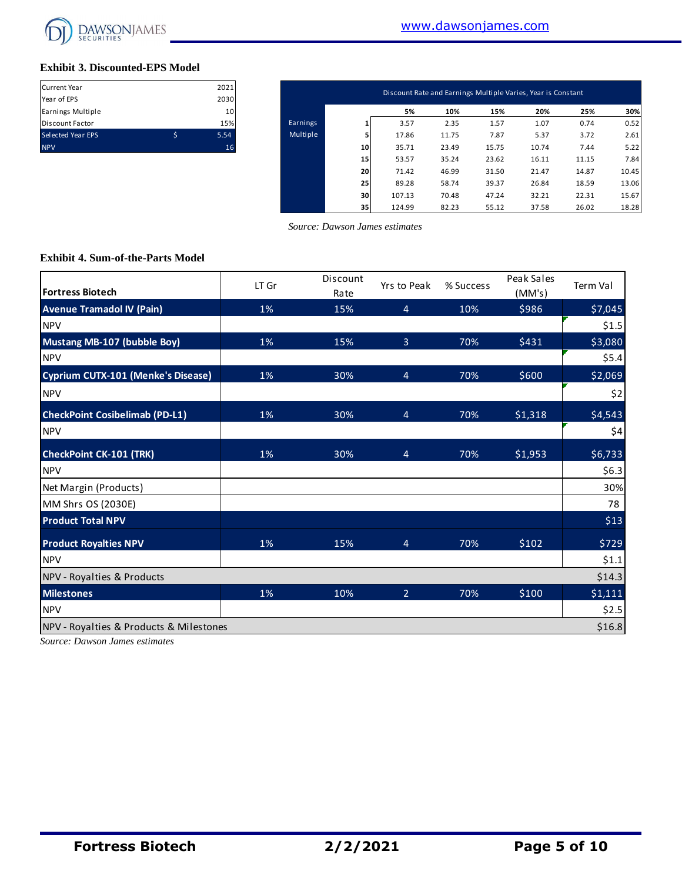### Exhibit 3. Discounted-EPS Model

| | | |
|---|---|---|
| Current Year | | 2021 |
| Year of EPS | | 2030 |
| Earnings Multiple | | 10 |
| Discount Factor | | 15% |
| Selected Year EPS | $ | 5.54 |
| NPV | | 16 |

| | Discount Rate and Earnings Multiple Varies, Year is Constant | | | | | | |
|---|---|---|---|---|---|---|---|
| | | 5% | 10% | 15% | 20% | 25% | 30% |
| Earnings Multiple | 1 | 3.57 | 2.35 | 1.57 | 1.07 | 0.74 | 0.52 |
| | 5 | 17.86 | 11.75 | 7.87 | 5.37 | 3.72 | 2.61 |
| | 10 | 35.71 | 23.49 | 15.75 | 10.74 | 7.44 | 5.22 |
| | 15 | 53.57 | 35.24 | 23.62 | 16.11 | 11.15 | 7.84 |
| | 20 | 71.42 | 46.99 | 31.50 | 21.47 | 14.87 | 10.45 |
| | 25 | 89.28 | 58.74 | 39.37 | 26.84 | 18.59 | 13.06 |
| | 30 | 107.13 | 70.48 | 47.24 | 32.21 | 22.31 | 15.67 |
| | 35 | 124.99 | 82.23 | 55.12 | 37.58 | 26.02 | 18.28 |

*Source: Dawson James estimates*

### Exhibit 4. Sum-of-the-Parts Model

| Fortress Biotech | LT Gr | Discount Rate | Yrs to Peak | % Success | Peak Sales (MM's) | Term Val |
|---|---|---|---|---|---|---|
| **Avenue Tramadol IV (Pain)** | 1% | 15% | 4 | 10% | $986 | $7,045 |
| NPV | | | | | | $1.5 |
| **Mustang MB-107 (bubble Boy)** | 1% | 15% | 3 | 70% | $431 | $3,080 |
| NPV | | | | | | $5.4 |
| **Cyprium CUTX-101 (Menke's Disease)** | 1% | 30% | 4 | 70% | $600 | $2,069 |
| NPV | | | | | | $2 |
| **CheckPoint Cosibelimab (PD-L1)** | 1% | 30% | 4 | 70% | $1,318 | $4,543 |
| NPV | | | | | | $4 |
| **CheckPoint CK-101 (TRK)** | 1% | 30% | 4 | 70% | $1,953 | $6,733 |
| NPV | | | | | | $6.3 |
| Net Margin (Products) | | | | | | 30% |
| MM Shrs OS (2030E) | | | | | | 78 |
| **Product Total NPV** | | | | | | $13 |
| **Product Royalties NPV** | 1% | 15% | 4 | 70% | $102 | $729 |
| NPV | | | | | | $1.1 |
| NPV - Royalties & Products | | | | | | $14.3 |
| **Milestones** | 1% | 10% | 2 | 70% | $100 | $1,111 |
| NPV | | | | | | $2.5 |
| NPV - Royalties & Products & Milestones | | | | | | $16.8 |

*Source: Dawson James estimates*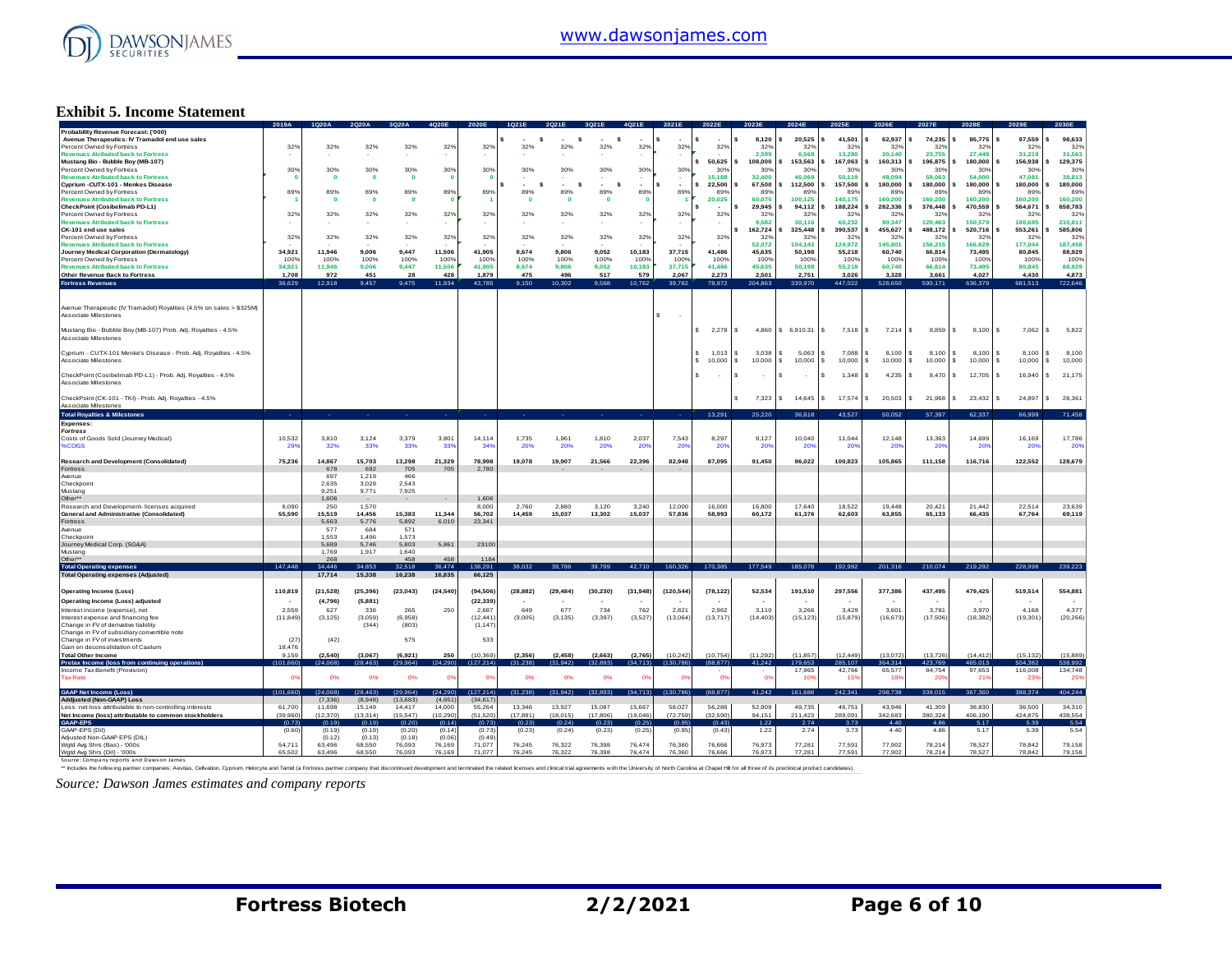# Exhibit 5. Income Statement

| | 2019A | 1Q20A | 2Q20A | 3Q20A | 4Q20E | 2020E | 1Q21E | 2Q21E | 3Q21E | 4Q21E | 2021E | 2022E | 2023E | 2024E | 2025E | 2026E | 2027E | 2028E | 2029E | 2030E |
|---|---|---|---|---|---|---|---|---|---|---|---|---|---|---|---|---|---|---|---|---|
| **Probability Revenue Forecast: ('000)** | | | | | | | | | | | | | | | | | | | | |
| **Avenue Therapeutics: IV Tramadol end use sales** | | | | | | | $ - | $ - | $ - | $ - | $ - | $ - | $ 8,120 | $ 20,525 | $ 41,501 | $ 62,937 | $ 74,235 | $ 85,775 | $ 97,559 | $ 98,633 |
| Percent Owned by Fortress | 32% | 32% | 32% | 32% | 32% | 32% | 32% | 32% | 32% | 32% | 32% | 32% | 32% | 32% | 32% | 32% | 32% | 32% | 32% | 32% |
| Revenues Atributed back to Fortress | - | - | - | - | - | - | - | - | - | - | - | - | 2,599 | 6,568 | 13,280 | 20,140 | 23,755 | 27,448 | 31,219 | 31,563 |
| **Mustang Bio - Bubble Boy (MB-107)** | | | | | | | | | | | | $ 50,625 | $ 108,000 | $ 153,563 | $ 167,063 | $ 160,313 | $ 196,875 | $ 180,000 | $ 156,938 | $ 129,375 |
| Percent Owned by Fortress | 30% | 30% | 30% | 30% | 30% | 30% | 30% | 30% | 30% | 30% | 30% | 30% | 30% | 30% | 30% | 30% | 30% | 30% | 30% | 30% |
| Revenues Atributed back to Fortress | 0 | 0 | 0 | 0 | 0 | 0 | - | - | - | - | - | 15,188 | 32,400 | 46,069 | 50,119 | 48,094 | 59,063 | 54,000 | 47,081 | 38,813 |
| **Cyprium -CUTX-101 - Menkes Disease** | | | | | | | $ - | $ - | $ - | $ - | $ - | $ 22,500 | $ 67,500 | $ 112,500 | $ 157,500 | $ 180,000 | $ 180,000 | $ 180,000 | $ 180,000 | $ 180,000 |
| Percent Owned by Fortress | 89% | 89% | 89% | 89% | 89% | 89% | 89% | 89% | 89% | 89% | 89% | 89% | 89% | 89% | 89% | 89% | 89% | 89% | 89% | 89% |
| Revenues Atributed back to Fortress | 1 | 0 | 0 | 0 | 0 | 1 | 0 | 0 | 0 | 0 | 1 | 20,025 | 60,075 | 100,125 | 140,175 | 160,200 | 160,200 | 160,200 | 160,200 | 160,200 |
| **CheckPoint (Cosibelimab PD-L1)** | | | | | | | | | | | | $ - | $ 29,945 | $ 94,112 | $ 188,224 | $ 282,336 | $ 376,448 | $ 470,559 | $ 564,671 | $ 658,783 |
| Percent Owned by Fortress | 32% | 32% | 32% | 32% | 32% | 32% | 32% | 32% | 32% | 32% | 32% | 32% | 32% | 32% | 32% | 32% | 32% | 32% | 32% | 32% |
| Revenues Atributed back to Fortress | - | - | - | - | - | - | - | - | - | - | - | - | 9,582 | 30,116 | 60,232 | 90,347 | 120,463 | 150,579 | 180,695 | 210,811 |
| **CK-101 end use sales** | | | | | | | | | | | | | $ 162,724 | $ 325,448 | $ 390,537 | $ 455,627 | $ 488,172 | $ 520,716 | $ 553,261 | $ 585,806 |
| Percent Owned by Fortress | 32% | 32% | 32% | 32% | 32% | 32% | 32% | 32% | 32% | 32% | 32% | 32% | 32% | 32% | 32% | 32% | 32% | 32% | 32% | 32% |
| Revenues Atributed back to Fortress | - | - | - | - | - | - | - | - | - | - | - | - | 52,072 | 104,143 | 124,972 | 145,801 | 156,215 | 166,629 | 177,044 | 187,458 |
| **Journey Medical Corporation (Dermatology)** | 34,921 | 11,946 | 9,006 | 9,447 | 11,506 | 41,905 | 8,674 | 9,806 | 9,052 | 10,183 | 37,715 | 41,486 | 45,635 | 50,198 | 55,218 | 60,740 | 66,814 | 73,495 | 80,845 | 88,929 |
| Percent Owned by Fortress | 100% | 100% | 100% | 100% | 100% | 100% | 100% | 100% | 100% | 100% | 100% | 100% | 100% | 100% | 100% | 100% | 100% | 100% | 100% | 100% |
| Revenues Atributed back to Fortress | 34,921 | 11,946 | 9,006 | 9,447 | 11,506 | 41,905 | 8,674 | 9,806 | 9,052 | 10,183 | 37,715 | 41,486 | 45,635 | 50,198 | 55,218 | 60,740 | 66,814 | 73,495 | 80,845 | 88,929 |
| **Other Revenue Back to Fortress** | 1,708 | 972 | 451 | 28 | 428 | 1,879 | 475 | 496 | 517 | 579 | 2,067 | 2,273 | 2,501 | 2,751 | 3,026 | 3,328 | 3,661 | 4,027 | 4,430 | 4,873 |
| **Fortress Revenues** | 36,629 | 12,918 | 9,457 | 9,475 | 11,934 | 43,785 | 9,150 | 10,302 | 9,568 | 10,762 | 39,782 | 78,972 | 204,863 | 339,970 | 447,022 | 528,650 | 590,171 | 636,379 | 681,513 | 722,646 |
| Avenue Therapeutic (IV Tramadol) Royalties (4.5% on sales > $325M) | | | | | | | | | | | $ - | | | | | | | | | |
| Associate Milestones | | | | | | | | | | | | | | | | | | | | |
| Mustang Bio - Bubble Boy (MB-107) Prob. Adj. Royalties - 4.5% | | | | | | | | | | | | $ 2,278 | $ 4,860 | $ 6,910.31 | $ 7,518 | $ 7,214 | $ 8,859 | $ 8,100 | $ 7,062 | $ 5,822 |
| Associate Milestones | | | | | | | | | | | | | | | | | | | | |
| Cyprium - CUTX-101 Menke's Disease - Prob. Adj. Royalties - 4.5% | | | | | | | | | | | | $ 1,013 | $ 3,038 | $ 5,063 | $ 7,088 | $ 8,100 | $ 8,100 | $ 8,100 | $ 8,100 | $ 8,100 |
| Associate Milestones | | | | | | | | | | | | $ 10,000 | $ 10,000 | $ 10,000 | $ 10,000 | $ 10,000 | $ 10,000 | $ 10,000 | $ 10,000 | $ 10,000 |
| CheckPoint (Cosibelimab PD-L1) - Prob. Adj. Royalties - 4.5% | | | | | | | | | | | | $ - | $ - | $ - | $ 1,348 | $ 4,235 | $ 8,470 | $ 12,705 | $ 16,940 | $ 21,175 |
| Associate Milestones | | | | | | | | | | | | | | | | | | | | |
| CheckPoint (CK-101 - TKI) - Prob. Adj. Royalties - 4.5% | | | | | | | | | | | | | $ 7,323 | $ 14,645 | $ 17,574 | $ 20,503 | $ 21,968 | $ 23,432 | $ 24,897 | $ 26,361 |
| Associate Milestones | | | | | | | | | | | | | | | | | | | | |
| **Total Royalties & Milestones** | - | - | - | - | - | - | - | - | - | - | - | 13,291 | 25,220 | 36,618 | 43,527 | 50,052 | 57,397 | 62,337 | 66,999 | 71,458 |
| **Expenses:** | | | | | | | | | | | | | | | | | | | | |
| ***Fortress*** | | | | | | | | | | | | | | | | | | | | |
| Costs of Goods Sold (Journey Medical) | 10,532 | 3,810 | 3,124 | 3,379 | 3,801 | 14,114 | 1,735 | 1,961 | 1,810 | 2,037 | 7,543 | 8,297 | 9,127 | 10,040 | 11,044 | 12,148 | 13,363 | 14,699 | 16,169 | 17,786 |
| %COGS | 29% | 32% | 33% | 33% | 33% | 34% | 20% | 20% | 20% | 20% | 20% | 20% | 20% | 20% | 20% | 20% | 20% | 20% | 20% | 20% |
| **Research and Development (Consolidated)** | 75,236 | 14,867 | 15,703 | 13,298 | 21,329 | 78,998 | 19,078 | 19,907 | 21,566 | 22,396 | 82,948 | 87,095 | 91,450 | 96,022 | 100,823 | 105,865 | 111,158 | 116,716 | 122,552 | 128,679 |
| Fortress | | 678 | 692 | 705 | 705 | 2,780 | - | - | - | - | - | | | | | | | | | |
| Avenue | | 697 | 1,219 | 466 | | | | | | | | | | | | | | | | |
| Checkpoint | | 2,635 | 3,029 | 2,543 | | | | | | | | | | | | | | | | |
| Mustang | | 9,251 | 9,771 | 7,925 | | | | | | | | | | | | | | | | |
| Other** | | 1,606 | - | - | - | 1,606 | | | | | | | | | | | | | | |
| Research and Development- licenses acquired | 6,090 | 250 | 1,570 | | | 8,000 | 2,760 | 2,880 | 3,120 | 3,240 | 12,000 | 16,000 | 16,800 | 17,640 | 18,522 | 19,448 | 20,421 | 21,442 | 22,514 | 23,639 |
| **General and Administrative (Consolidated)** | 55,590 | 15,519 | 14,456 | 15,383 | 11,344 | 56,702 | 14,459 | 15,037 | 13,302 | 15,037 | 57,836 | 58,993 | 60,172 | 61,376 | 62,603 | 63,855 | 65,133 | 66,435 | 67,764 | 69,119 |
| Fortress | | 5,663 | 5,776 | 5,892 | 6,010 | 23,341 | | | | | | | | | | | | | | |
| Avenue | | 577 | 684 | 571 | | | | | | | | | | | | | | | | |
| Checkpoint | | 1,553 | 1,496 | 1,573 | | | | | | | | | | | | | | | | |
| Journey Medical Corp. (SG&A) | | 5,689 | 5,746 | 5,803 | 5,861 | 23100 | | | | | | | | | | | | | | |
| Mustang | | 1,769 | 1,917 | 1,640 | | | | | | | | | | | | | | | | |
| Other** | | 268 | | 458 | 458 | 1184 | | | | | | | | | | | | | | |
| **Total Operating expenses** | 147,448 | 34,446 | 34,853 | 32,518 | 36,474 | 138,291 | 38,032 | 39,786 | 39,799 | 42,710 | 160,326 | 170,385 | 177,549 | 185,078 | 192,992 | 201,316 | 210,074 | 219,292 | 228,998 | 239,223 |
| **Total Operating expenses (Adjusted)** | | 17,714 | 15,338 | 16,238 | 16,835 | 66,125 | | | | | | | | | | | | | | |
| **Operating Income (Loss)** | 110,819 | (21,528) | (25,396) | (23,043) | (24,540) | (94,506) | (28,882) | (29,484) | (30,230) | (31,948) | (120,544) | (78,122) | 52,534 | 191,510 | 297,556 | 377,386 | 437,495 | 479,425 | 519,514 | 554,881 |
| **Operating Income (Loss) adjusted** | - | (4,796) | (5,881) | | | (22,339) | - | - | - | - | - | - | - | - | - | - | - | - | - | - |
| Interest income (expense), net | 2,559 | 627 | 336 | 265 | 250 | 2,687 | 649 | 677 | 734 | 762 | 2,821 | 2,962 | 3,110 | 3,266 | 3,429 | 3,601 | 3,781 | 3,970 | 4,168 | 4,377 |
| Interest expense and financing fee | (11,849) | (3,125) | (3,059) | (6,958) | | (12,441) | (3,005) | (3,135) | (3,397) | (3,527) | (13,064) | (13,717) | (14,403) | (15,123) | (15,879) | (16,673) | (17,506) | (18,382) | (19,301) | (20,266) |
| Change in FV of derivative liability | | | (344) | (803) | | (1,147) | | | | | | | | | | | | | | |
| Change in FV of subsidiary convertible note | | | | | | | | | | | | | | | | | | | | |
| Change in FV of investments | (27) | (42) | | 575 | | 533 | | | | | | | | | | | | | | |
| Gain on deconsolidation of Caelum | 18,476 | | | | | | | | | | | | | | | | | | | |
| **Total Other Income** | 9,159 | (2,540) | (3,067) | (6,921) | 250 | (10,369) | (2,356) | (2,458) | (2,663) | (2,765) | (10,242) | (10,754) | (11,292) | (11,857) | (12,449) | (13,072) | (13,726) | (14,412) | (15,132) | (15,889) |
| **Pretax Income (loss from continuing operations)** | (101,660) | (24,068) | (28,463) | (29,964) | (24,290) | (127,214) | (31,238) | (31,942) | (32,893) | (34,713) | (130,786) | (88,877) | 41,242 | 179,653 | 285,107 | 364,314 | 423,769 | 465,013 | 504,382 | 538,992 |
| Income Tax Benefit (Provision) | | | | | | | | | | | | - | - | 17,965 | 42,766 | 65,577 | 84,754 | 97,653 | 116,008 | 134,748 |
| Tax Rate | 0% | 0% | 0% | 0% | 0% | 0% | 0% | 0% | 0% | 0% | 0% | 0% | 0% | 10% | 15% | 18% | 20% | 21% | 23% | 25% |
| **GAAP Net Income (Loss)** | (101,660) | (24,068) | (28,463) | (29,964) | (24,290) | (127,214) | (31,238) | (31,942) | (32,893) | (34,713) | (130,786) | (88,877) | 41,242 | 161,688 | 242,341 | 298,738 | 339,015 | 367,360 | 388,374 | 404,244 |
| **Adddjusted (Non-GAAP) Loss** | | (7,336) | (8,948) | (13,663) | (4,651) | (34,617) | | | | | | | | | | | | | | |
| Less: net loss attributable to non-controlling interests | 61,700 | 11,698 | 15,149 | 14,417 | 14,000 | 55,264 | 13,346 | 13,927 | 15,087 | 15,667 | 58,027 | 56,286 | 52,909 | 49,735 | 46,751 | 43,946 | 41,309 | 38,830 | 36,500 | 34,310 |
| **Net Income (loss) attributable to common stockholders** | (39,960) | (12,370) | (13,314) | (15,547) | (10,290) | (51,520) | (17,891) | (18,015) | (17,806) | (19,046) | (72,759) | (32,590) | 94,151 | 211,423 | 289,091 | 342,683 | 380,324 | 406,190 | 424,875 | 438,554 |
| **GAAP-EPS** | (0.73) | (0.19) | (0.19) | (0.20) | (0.14) | (0.73) | (0.23) | (0.24) | (0.23) | (0.25) | (0.95) | (0.43) | 1.22 | 2.74 | 3.73 | 4.40 | 4.86 | 5.17 | 5.39 | 5.54 |
| GAAP-EPS (Dil) | (0.60) | (0.19) | (0.19) | (0.20) | (0.14) | (0.73) | (0.23) | (0.24) | (0.23) | (0.25) | (0.95) | (0.43) | 1.22 | 2.74 | 3.73 | 4.40 | 4.86 | 5.17 | 5.39 | 5.54 |
| Adjusted Non-GAAP EPS (DIL) | | (0.12) | (0.13) | (0.18) | (0.06) | (0.49) | | | | | | | | | | | | | | |
| Wgtd Avg Shrs (Bas) - '000s | 54,711 | 63,496 | 68,550 | 76,093 | 76,169 | 71,077 | 76,245 | 76,322 | 76,398 | 76,474 | 76,360 | 76,666 | 76,973 | 77,281 | 77,591 | 77,902 | 78,214 | 78,527 | 78,842 | 79,158 |
| Wgtd Avg Shrs (Dil) - '000s | 65,502 | 63,496 | 68,550 | 76,093 | 76,169 | 71,077 | 76,245 | 76,322 | 76,398 | 76,474 | 76,360 | 76,666 | 76,973 | 77,281 | 77,591 | 77,902 | 78,214 | 78,527 | 78,842 | 79,158 |

Source: Company reports and Dawson James

** Includes the following partner companies: Aevitas, Cellvation, Cyprium, Helocyte and Tamid (a Fortress partner company that discontinued development and terminated the related licenses and clinical trial agreements with the University of North Carolina at Chapel Hill for all three of its preclinical product candidates).

*Source: Dawson James estimates and company reports*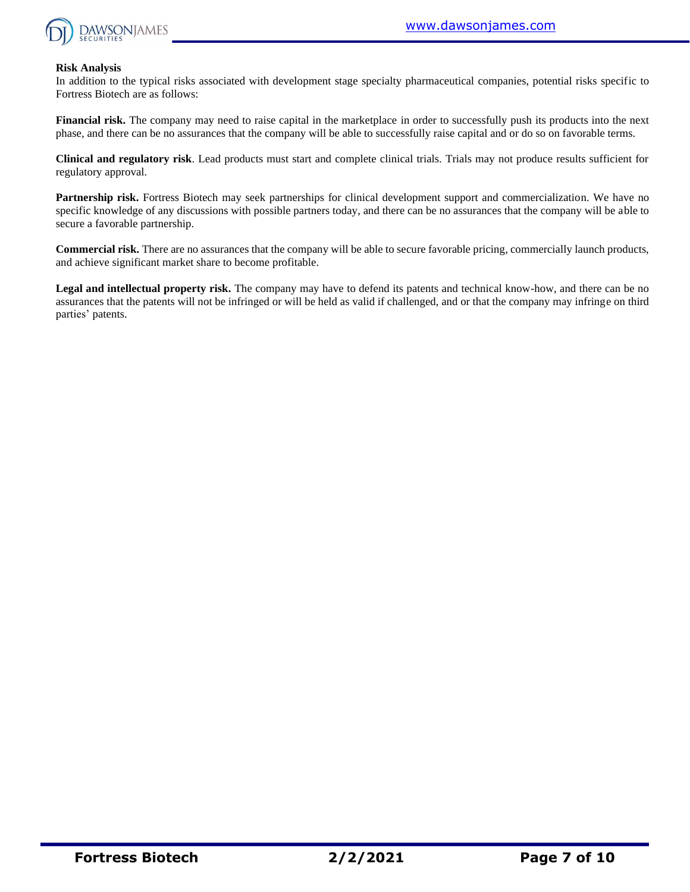**Risk Analysis**

In addition to the typical risks associated with development stage specialty pharmaceutical companies, potential risks specific to Fortress Biotech are as follows:

**Financial risk.** The company may need to raise capital in the marketplace in order to successfully push its products into the next phase, and there can be no assurances that the company will be able to successfully raise capital and or do so on favorable terms.

**Clinical and regulatory risk**. Lead products must start and complete clinical trials. Trials may not produce results sufficient for regulatory approval.

**Partnership risk.** Fortress Biotech may seek partnerships for clinical development support and commercialization. We have no specific knowledge of any discussions with possible partners today, and there can be no assurances that the company will be able to secure a favorable partnership.

**Commercial risk.** There are no assurances that the company will be able to secure favorable pricing, commercially launch products, and achieve significant market share to become profitable.

**Legal and intellectual property risk.** The company may have to defend its patents and technical know-how, and there can be no assurances that the patents will not be infringed or will be held as valid if challenged, and or that the company may infringe on third parties' patents.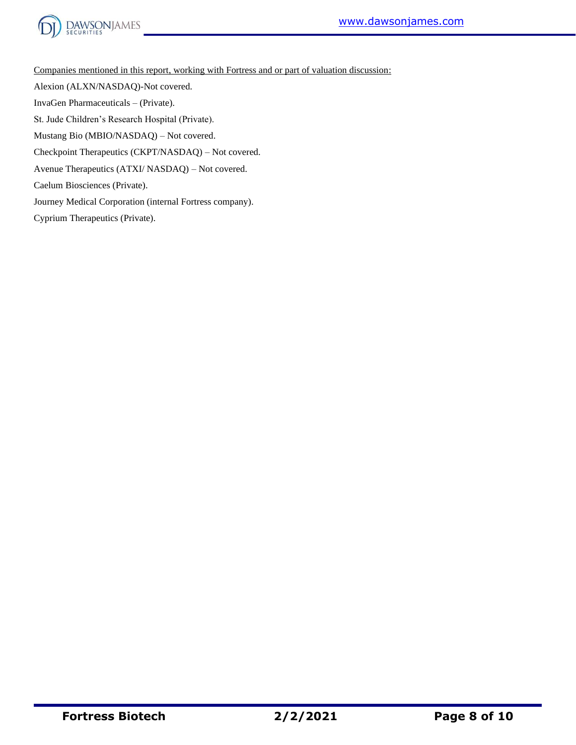Companies mentioned in this report, working with Fortress and or part of valuation discussion:

Alexion (ALXN/NASDAQ)-Not covered.

InvaGen Pharmaceuticals – (Private).

St. Jude Children's Research Hospital (Private).

Mustang Bio (MBIO/NASDAQ) – Not covered.

Checkpoint Therapeutics (CKPT/NASDAQ) – Not covered.

Avenue Therapeutics (ATXI/ NASDAQ) – Not covered.

Caelum Biosciences (Private).

Journey Medical Corporation (internal Fortress company).

Cyprium Therapeutics (Private).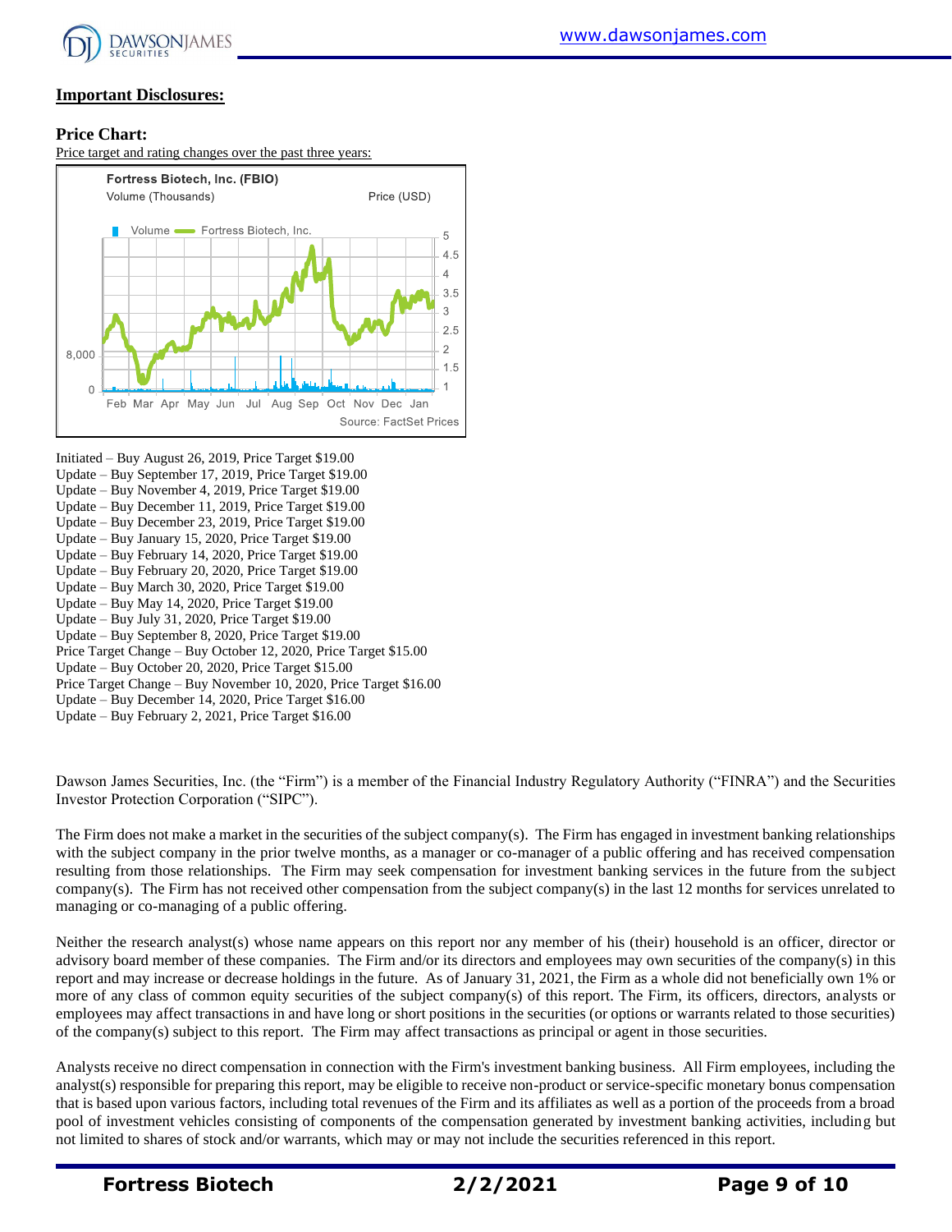## Important Disclosures:

### Price Chart:

Price target and rating changes over the past three years:

Initiated – Buy August 26, 2019, Price Target $19.00
Update – Buy September 17, 2019, Price Target $19.00
Update – Buy November 4, 2019, Price Target $19.00
Update – Buy December 11, 2019, Price Target $19.00
Update – Buy December 23, 2019, Price Target $19.00
Update – Buy January 15, 2020, Price Target $19.00
Update – Buy February 14, 2020, Price Target $19.00
Update – Buy February 20, 2020, Price Target $19.00
Update – Buy March 30, 2020, Price Target $19.00
Update – Buy May 14, 2020, Price Target $19.00
Update – Buy July 31, 2020, Price Target $19.00
Update – Buy September 8, 2020, Price Target $19.00
Price Target Change – Buy October 12, 2020, Price Target $15.00
Update – Buy October 20, 2020, Price Target $15.00
Price Target Change – Buy November 10, 2020, Price Target $16.00
Update – Buy December 14, 2020, Price Target $16.00
Update – Buy February 2, 2021, Price Target $16.00

Dawson James Securities, Inc. (the "Firm") is a member of the Financial Industry Regulatory Authority ("FINRA") and the Securities Investor Protection Corporation ("SIPC").

The Firm does not make a market in the securities of the subject company(s). The Firm has engaged in investment banking relationships with the subject company in the prior twelve months, as a manager or co-manager of a public offering and has received compensation resulting from those relationships. The Firm may seek compensation for investment banking services in the future from the subject company(s). The Firm has not received other compensation from the subject company(s) in the last 12 months for services unrelated to managing or co-managing of a public offering.

Neither the research analyst(s) whose name appears on this report nor any member of his (their) household is an officer, director or advisory board member of these companies. The Firm and/or its directors and employees may own securities of the company(s) in this report and may increase or decrease holdings in the future. As of January 31, 2021, the Firm as a whole did not beneficially own 1% or more of any class of common equity securities of the subject company(s) of this report. The Firm, its officers, directors, analysts or employees may affect transactions in and have long or short positions in the securities (or options or warrants related to those securities) of the company(s) subject to this report. The Firm may affect transactions as principal or agent in those securities.

Analysts receive no direct compensation in connection with the Firm's investment banking business. All Firm employees, including the analyst(s) responsible for preparing this report, may be eligible to receive non-product or service-specific monetary bonus compensation that is based upon various factors, including total revenues of the Firm and its affiliates as well as a portion of the proceeds from a broad pool of investment vehicles consisting of components of the compensation generated by investment banking activities, including but not limited to shares of stock and/or warrants, which may or may not include the securities referenced in this report.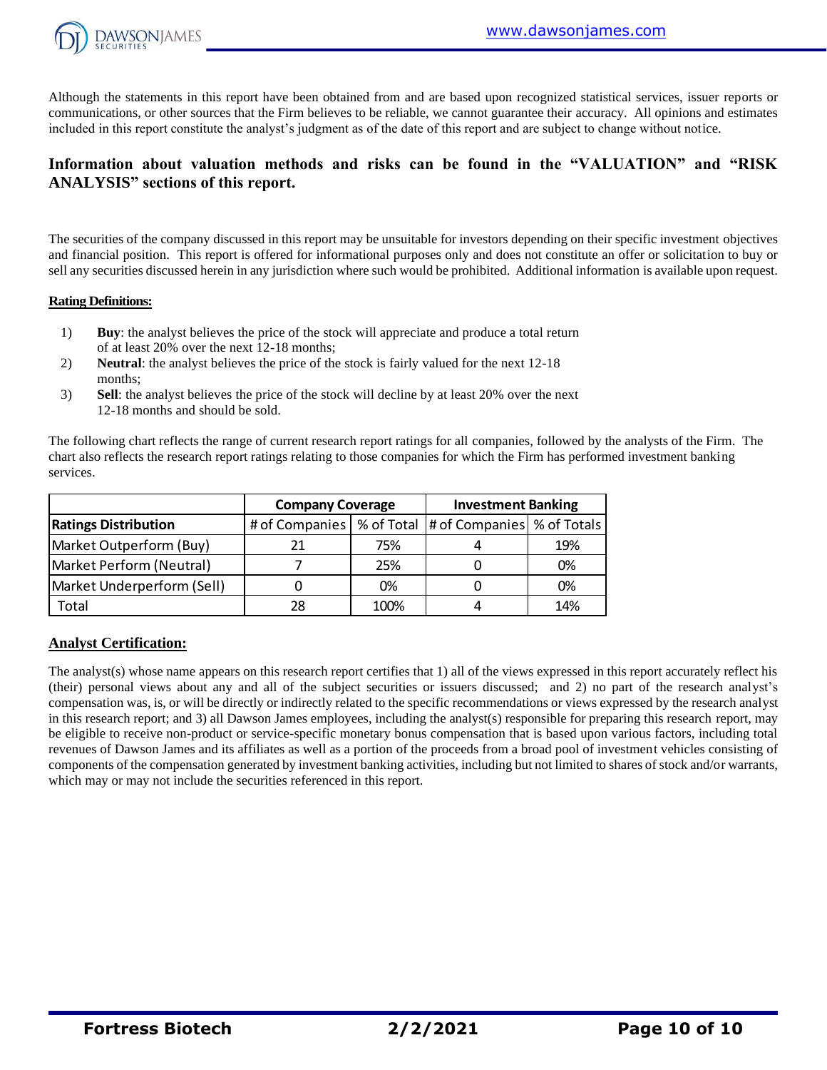Although the statements in this report have been obtained from and are based upon recognized statistical services, issuer reports or communications, or other sources that the Firm believes to be reliable, we cannot guarantee their accuracy. All opinions and estimates included in this report constitute the analyst's judgment as of the date of this report and are subject to change without notice.

## Information about valuation methods and risks can be found in the "VALUATION" and "RISK ANALYSIS" sections of this report.

The securities of the company discussed in this report may be unsuitable for investors depending on their specific investment objectives and financial position. This report is offered for informational purposes only and does not constitute an offer or solicitation to buy or sell any securities discussed herein in any jurisdiction where such would be prohibited. Additional information is available upon request.

**Rating Definitions:**

1) **Buy**: the analyst believes the price of the stock will appreciate and produce a total return of at least 20% over the next 12-18 months;
2) **Neutral**: the analyst believes the price of the stock is fairly valued for the next 12-18 months;
3) **Sell**: the analyst believes the price of the stock will decline by at least 20% over the next 12-18 months and should be sold.

The following chart reflects the range of current research report ratings for all companies, followed by the analysts of the Firm. The chart also reflects the research report ratings relating to those companies for which the Firm has performed investment banking services.

| | Company Coverage | | Investment Banking | |
|---|---|---|---|---|
| **Ratings Distribution** | # of Companies | % of Total | # of Companies | % of Totals |
| Market Outperform (Buy) | 21 | 75% | 4 | 19% |
| Market Perform (Neutral) | 7 | 25% | 0 | 0% |
| Market Underperform (Sell) | 0 | 0% | 0 | 0% |
| Total | 28 | 100% | 4 | 14% |

**Analyst Certification:**

The analyst(s) whose name appears on this research report certifies that 1) all of the views expressed in this report accurately reflect his (their) personal views about any and all of the subject securities or issuers discussed; and 2) no part of the research analyst's compensation was, is, or will be directly or indirectly related to the specific recommendations or views expressed by the research analyst in this research report; and 3) all Dawson James employees, including the analyst(s) responsible for preparing this research report, may be eligible to receive non-product or service-specific monetary bonus compensation that is based upon various factors, including total revenues of Dawson James and its affiliates as well as a portion of the proceeds from a broad pool of investment vehicles consisting of components of the compensation generated by investment banking activities, including but not limited to shares of stock and/or warrants, which may or may not include the securities referenced in this report.